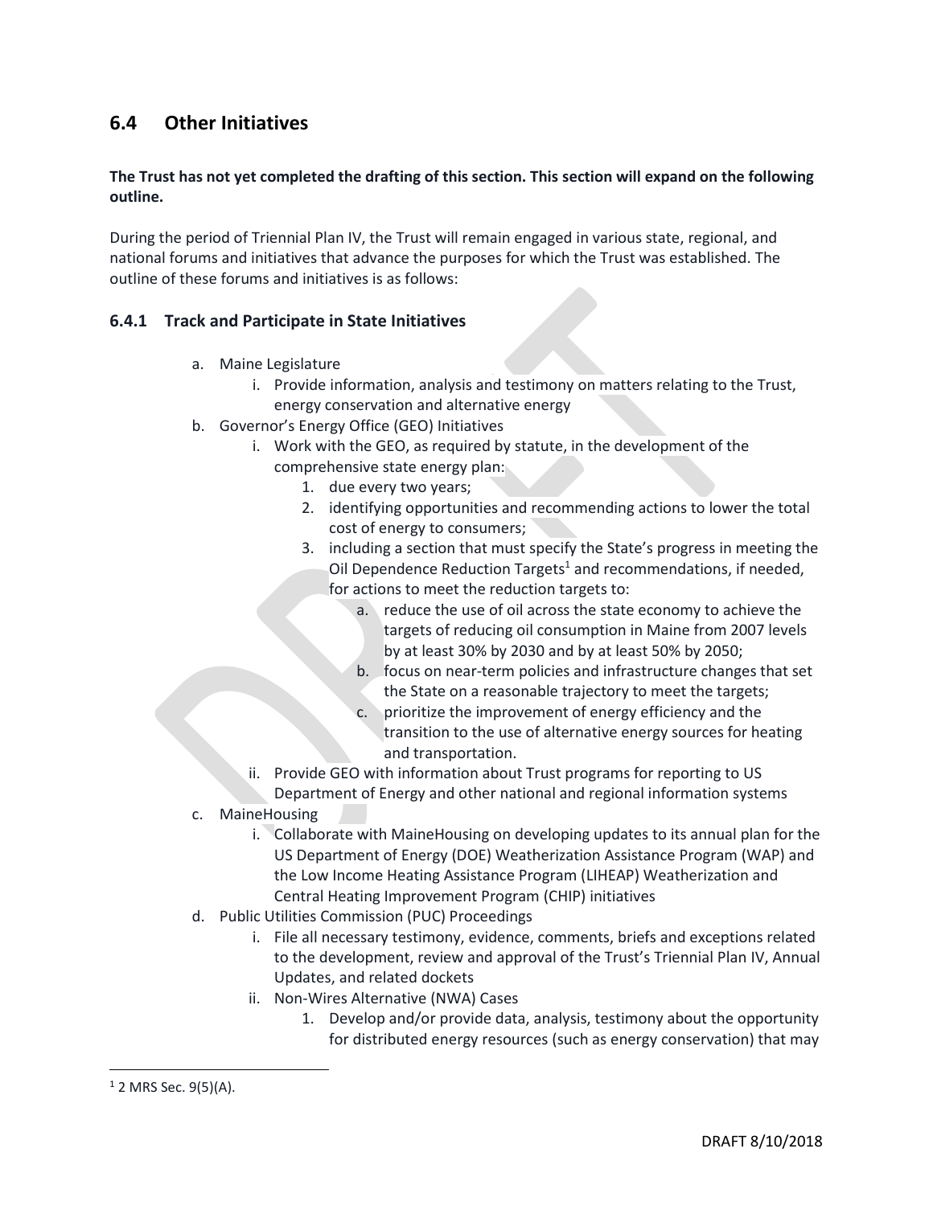## 6.4 Other Initiatives

**The Trust has not yet completed the drafting of this section. This section will expand on the following outline.**

During the period of Triennial Plan IV, the Trust will remain engaged in various state, regional, and national forums and initiatives that advance the purposes for which the Trust was established. The outline of these forums and initiatives is as follows:

### 6.4.1 Track and Participate in State Initiatives

a. Maine Legislature
    i. Provide information, analysis and testimony on matters relating to the Trust, energy conservation and alternative energy
b. Governor's Energy Office (GEO) Initiatives
    i. Work with the GEO, as required by statute, in the development of the comprehensive state energy plan:
        1. due every two years;
        2. identifying opportunities and recommending actions to lower the total cost of energy to consumers;
        3. including a section that must specify the State's progress in meeting the Oil Dependence Reduction Targets[1] and recommendations, if needed, for actions to meet the reduction targets to:
            a. reduce the use of oil across the state economy to achieve the targets of reducing oil consumption in Maine from 2007 levels by at least 30% by 2030 and by at least 50% by 2050;
            b. focus on near-term policies and infrastructure changes that set the State on a reasonable trajectory to meet the targets;
            c. prioritize the improvement of energy efficiency and the transition to the use of alternative energy sources for heating and transportation.
    ii. Provide GEO with information about Trust programs for reporting to US Department of Energy and other national and regional information systems
c. MaineHousing
    i. Collaborate with MaineHousing on developing updates to its annual plan for the US Department of Energy (DOE) Weatherization Assistance Program (WAP) and the Low Income Heating Assistance Program (LIHEAP) Weatherization and Central Heating Improvement Program (CHIP) initiatives
d. Public Utilities Commission (PUC) Proceedings
    i. File all necessary testimony, evidence, comments, briefs and exceptions related to the development, review and approval of the Trust's Triennial Plan IV, Annual Updates, and related dockets
    ii. Non-Wires Alternative (NWA) Cases
        1. Develop and/or provide data, analysis, testimony about the opportunity for distributed energy resources (such as energy conservation) that may

[1] 2 MRS Sec. 9(5)(A).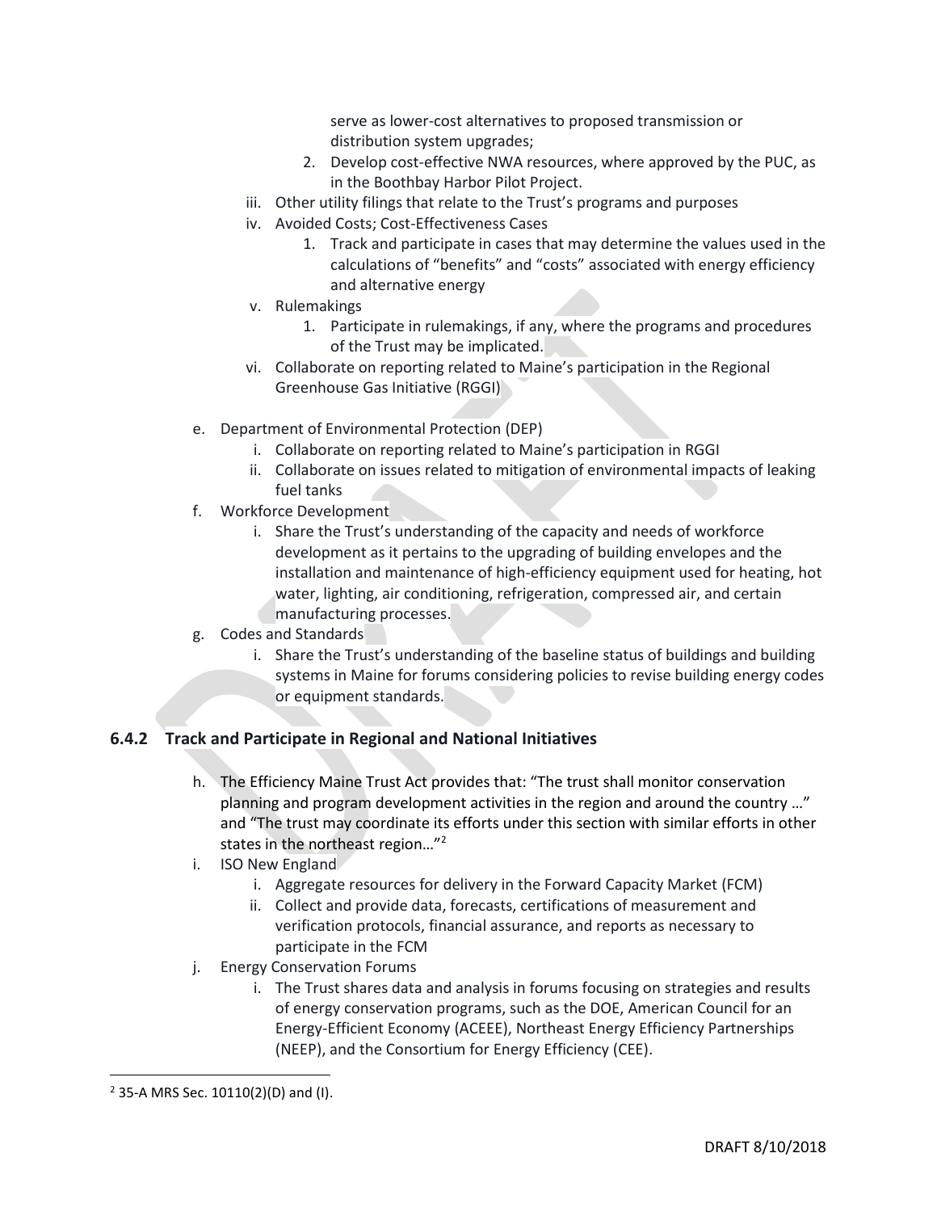serve as lower-cost alternatives to proposed transmission or distribution system upgrades;

2. Develop cost-effective NWA resources, where approved by the PUC, as in the Boothbay Harbor Pilot Project.

iii. Other utility filings that relate to the Trust's programs and purposes

iv. Avoided Costs; Cost-Effectiveness Cases

1. Track and participate in cases that may determine the values used in the calculations of "benefits" and "costs" associated with energy efficiency and alternative energy

v. Rulemakings

1. Participate in rulemakings, if any, where the programs and procedures of the Trust may be implicated.

vi. Collaborate on reporting related to Maine's participation in the Regional Greenhouse Gas Initiative (RGGI)

e. Department of Environmental Protection (DEP)
   - i. Collaborate on reporting related to Maine's participation in RGGI
   - ii. Collaborate on issues related to mitigation of environmental impacts of leaking fuel tanks

f. Workforce Development
   - i. Share the Trust's understanding of the capacity and needs of workforce development as it pertains to the upgrading of building envelopes and the installation and maintenance of high-efficiency equipment used for heating, hot water, lighting, air conditioning, refrigeration, compressed air, and certain manufacturing processes.

g. Codes and Standards
   - i. Share the Trust's understanding of the baseline status of buildings and building systems in Maine for forums considering policies to revise building energy codes or equipment standards.

### 6.4.2 Track and Participate in Regional and National Initiatives

h. The Efficiency Maine Trust Act provides that: "The trust shall monitor conservation planning and program development activities in the region and around the country …" and "The trust may coordinate its efforts under this section with similar efforts in other states in the northeast region…"[2]

i. ISO New England
   - i. Aggregate resources for delivery in the Forward Capacity Market (FCM)
   - ii. Collect and provide data, forecasts, certifications of measurement and verification protocols, financial assurance, and reports as necessary to participate in the FCM

j. Energy Conservation Forums
   - i. The Trust shares data and analysis in forums focusing on strategies and results of energy conservation programs, such as the DOE, American Council for an Energy-Efficient Economy (ACEEE), Northeast Energy Efficiency Partnerships (NEEP), and the Consortium for Energy Efficiency (CEE).

---

[2] 35-A MRS Sec. 10110(2)(D) and (I).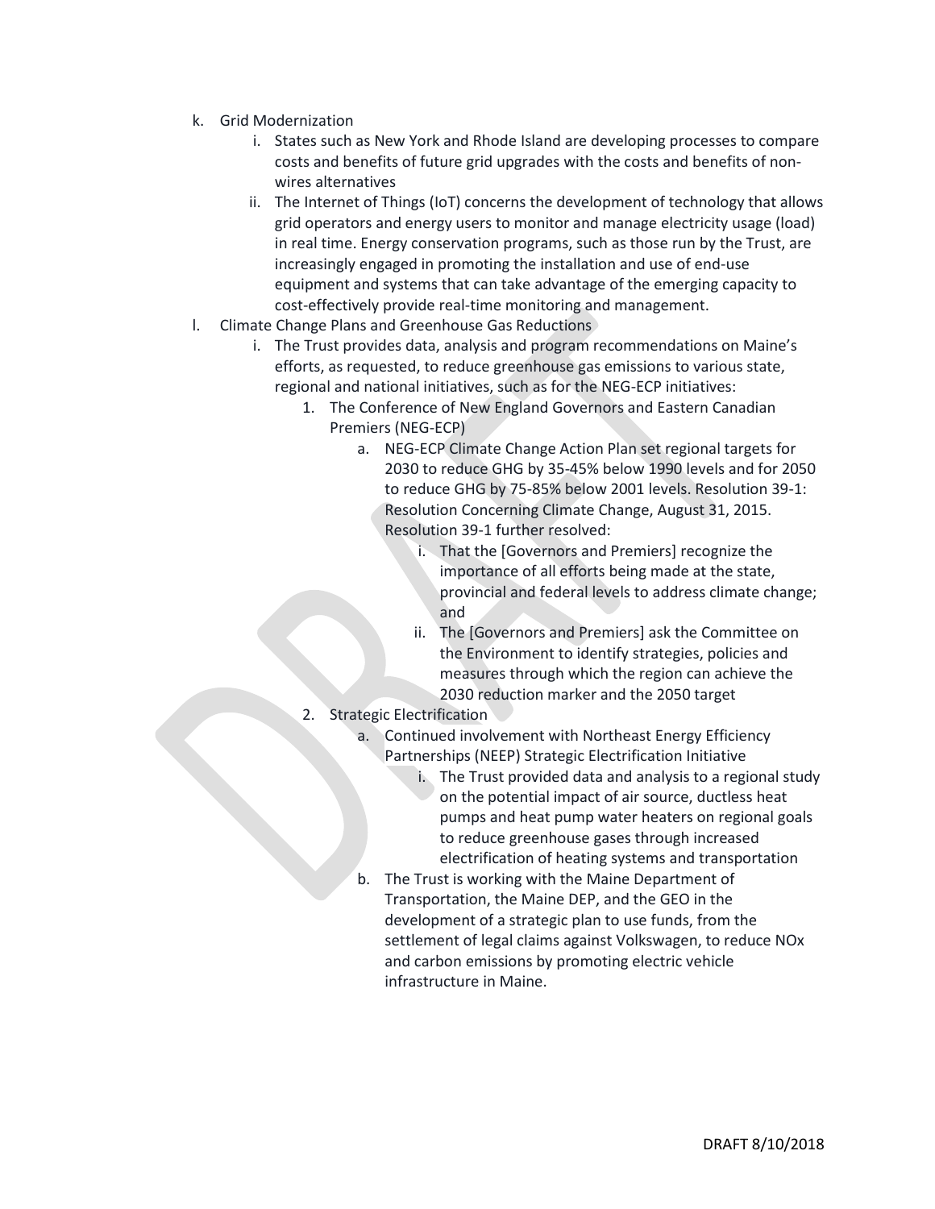k. Grid Modernization
    i. States such as New York and Rhode Island are developing processes to compare costs and benefits of future grid upgrades with the costs and benefits of non-wires alternatives
    ii. The Internet of Things (IoT) concerns the development of technology that allows grid operators and energy users to monitor and manage electricity usage (load) in real time. Energy conservation programs, such as those run by the Trust, are increasingly engaged in promoting the installation and use of end-use equipment and systems that can take advantage of the emerging capacity to cost-effectively provide real-time monitoring and management.

l. Climate Change Plans and Greenhouse Gas Reductions
    i. The Trust provides data, analysis and program recommendations on Maine's efforts, as requested, to reduce greenhouse gas emissions to various state, regional and national initiatives, such as for the NEG-ECP initiatives:
        1. The Conference of New England Governors and Eastern Canadian Premiers (NEG-ECP)
            a. NEG-ECP Climate Change Action Plan set regional targets for 2030 to reduce GHG by 35-45% below 1990 levels and for 2050 to reduce GHG by 75-85% below 2001 levels. Resolution 39-1: Resolution Concerning Climate Change, August 31, 2015. Resolution 39-1 further resolved:
                i. That the [Governors and Premiers] recognize the importance of all efforts being made at the state, provincial and federal levels to address climate change; and
                ii. The [Governors and Premiers] ask the Committee on the Environment to identify strategies, policies and measures through which the region can achieve the 2030 reduction marker and the 2050 target
        2. Strategic Electrification
            a. Continued involvement with Northeast Energy Efficiency Partnerships (NEEP) Strategic Electrification Initiative
                i. The Trust provided data and analysis to a regional study on the potential impact of air source, ductless heat pumps and heat pump water heaters on regional goals to reduce greenhouse gases through increased electrification of heating systems and transportation
            b. The Trust is working with the Maine Department of Transportation, the Maine DEP, and the GEO in the development of a strategic plan to use funds, from the settlement of legal claims against Volkswagen, to reduce NOx and carbon emissions by promoting electric vehicle infrastructure in Maine.

DRAFT 8/10/2018